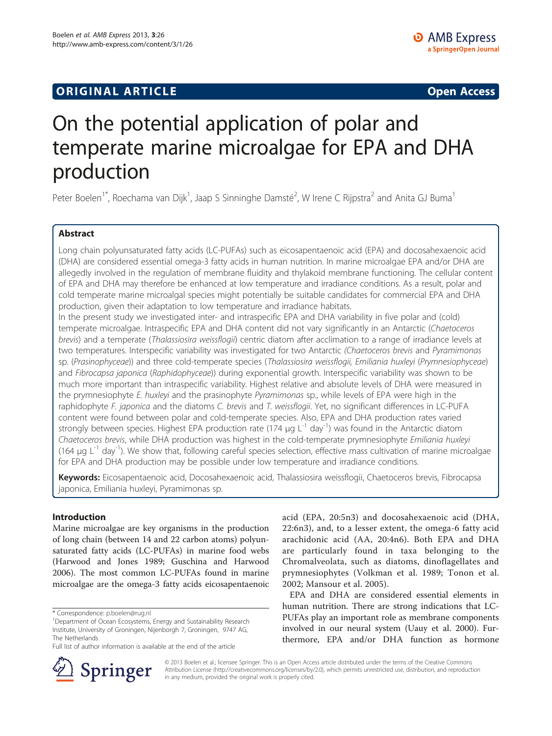# ORIGINAL ARTICLE

**Open Access**

# On the potential application of polar and temperate marine microalgae for EPA and DHA production

Peter Boelen[1*], Roechama van Dijk[1], Jaap S Sinninghe Damsté[2], W Irene C Rijpstra[2] and Anita GJ Buma[1]

## Abstract

Long chain polyunsaturated fatty acids (LC-PUFAs) such as eicosapentaenoic acid (EPA) and docosahexaenoic acid (DHA) are considered essential omega-3 fatty acids in human nutrition. In marine microalgae EPA and/or DHA are allegedly involved in the regulation of membrane fluidity and thylakoid membrane functioning. The cellular content of EPA and DHA may therefore be enhanced at low temperature and irradiance conditions. As a result, polar and cold temperate marine microalgal species might potentially be suitable candidates for commercial EPA and DHA production, given their adaptation to low temperature and irradiance habitats.

In the present study we investigated inter- and intraspecific EPA and DHA variability in five polar and (cold) temperate microalgae. Intraspecific EPA and DHA content did not vary significantly in an Antarctic (*Chaetoceros brevis*) and a temperate (*Thalassiosira weissflogii*) centric diatom after acclimation to a range of irradiance levels at two temperatures. Interspecific variability was investigated for two Antarctic (*Chaetoceros brevis* and *Pyramimonas* sp. (*Prasinophyceae*)) and three cold-temperate species (*Thalassiosira weissflogii, Emiliania huxleyi* (*Prymnesiophyceae*) and *Fibrocapsa japonica* (*Raphidophyceae*)) during exponential growth. Interspecific variability was shown to be much more important than intraspecific variability. Highest relative and absolute levels of DHA were measured in the prymnesiophyte *E. huxleyi* and the prasinophyte *Pyramimonas* sp., while levels of EPA were high in the raphidophyte *F. japonica* and the diatoms *C. brevis* and *T. weissflogii*. Yet, no significant differences in LC-PUFA content were found between polar and cold-temperate species. Also, EPA and DHA production rates varied strongly between species. Highest EPA production rate (174 μg $L^{-1}$ $day^{-1}$) was found in the Antarctic diatom *Chaetoceros brevis*, while DHA production was highest in the cold-temperate prymnesiophyte *Emiliania huxleyi* (164 μg $L^{-1}$ $day^{-1}$). We show that, following careful species selection, effective mass cultivation of marine microalgae for EPA and DHA production may be possible under low temperature and irradiance conditions.

**Keywords:** Eicosapentaenoic acid, Docosahexaenoic acid, Thalassiosira weissflogii, Chaetoceros brevis, Fibrocapsa japonica, Emiliania huxleyi, Pyramimonas sp.

## Introduction

Marine microalgae are key organisms in the production of long chain (between 14 and 22 carbon atoms) polyunsaturated fatty acids (LC-PUFAs) in marine food webs (Harwood and Jones 1989; Guschina and Harwood 2006). The most common LC-PUFAs found in marine microalgae are the omega-3 fatty acids eicosapentaenoic acid (EPA, 20:5n3) and docosahexaenoic acid (DHA, 22:6n3), and, to a lesser extent, the omega-6 fatty acid arachidonic acid (AA, 20:4n6). Both EPA and DHA are particularly found in taxa belonging to the Chromalveolata, such as diatoms, dinoflagellates and prymnesiophytes (Volkman et al. 1989; Tonon et al. 2002; Mansour et al. 2005).

EPA and DHA are considered essential elements in human nutrition. There are strong indications that LC-PUFAs play an important role as membrane components involved in our neural system (Uauy et al. 2000). Furthermore, EPA and/or DHA function as hormone

\* Correspondence: p.boelen@rug.nl
[1]Department of Ocean Ecosystems, Energy and Sustainability Research Institute, University of Groningen, Nijenborgh 7, Groningen, 9747 AG, The Netherlands
Full list of author information is available at the end of the article

© 2013 Boelen et al.; licensee Springer. This is an Open Access article distributed under the terms of the Creative Commons Attribution License (http://creativecommons.org/licenses/by/2.0), which permits unrestricted use, distribution, and reproduction in any medium, provided the original work is properly cited.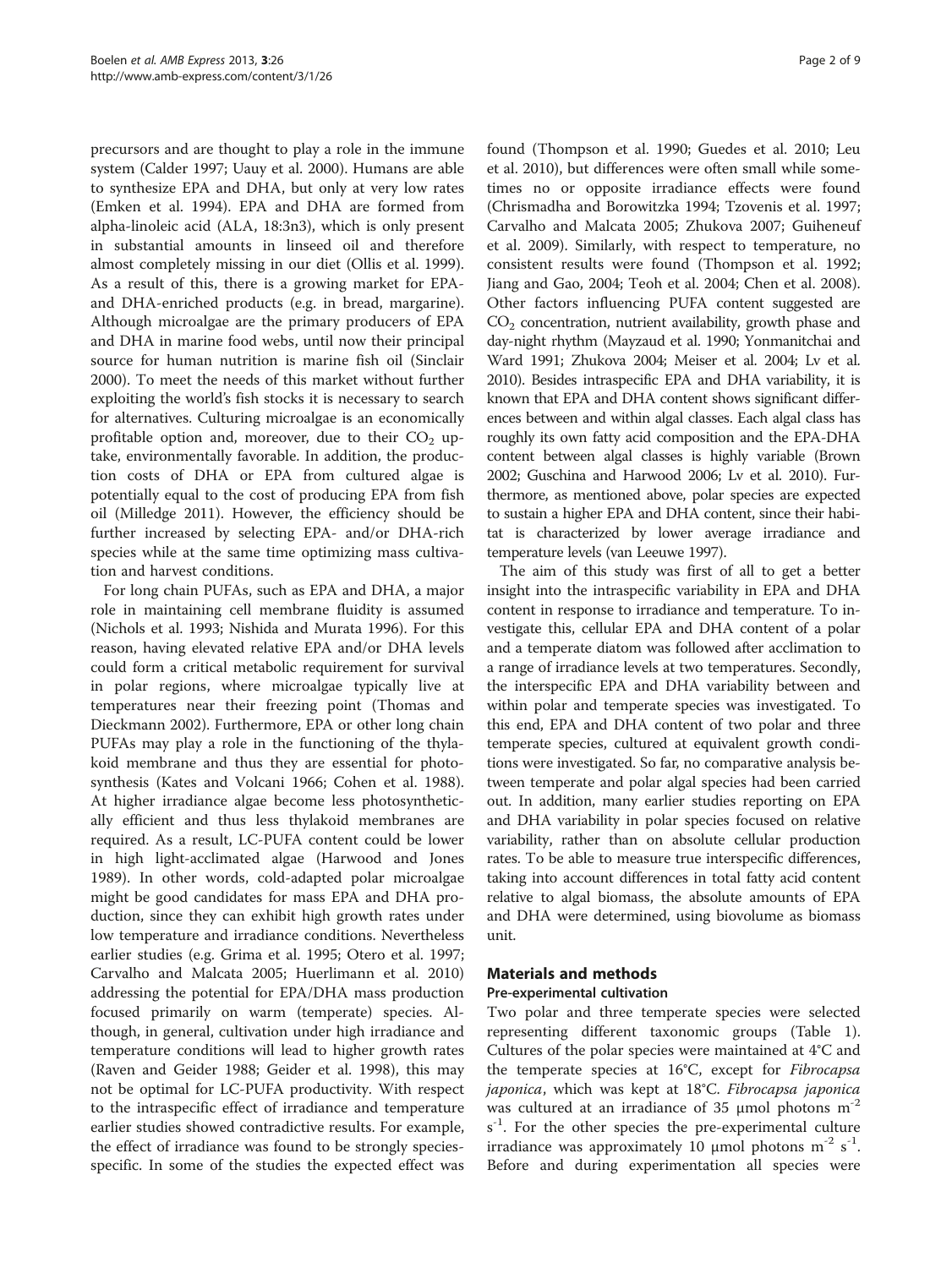precursors and are thought to play a role in the immune system (Calder 1997; Uauy et al. 2000). Humans are able to synthesize EPA and DHA, but only at very low rates (Emken et al. 1994). EPA and DHA are formed from alpha-linoleic acid (ALA, 18:3n3), which is only present in substantial amounts in linseed oil and therefore almost completely missing in our diet (Ollis et al. 1999). As a result of this, there is a growing market for EPA- and DHA-enriched products (e.g. in bread, margarine). Although microalgae are the primary producers of EPA and DHA in marine food webs, until now their principal source for human nutrition is marine fish oil (Sinclair 2000). To meet the needs of this market without further exploiting the world's fish stocks it is necessary to search for alternatives. Culturing microalgae is an economically profitable option and, moreover, due to their $CO_2$ uptake, environmentally favorable. In addition, the production costs of DHA or EPA from cultured algae is potentially equal to the cost of producing EPA from fish oil (Milledge 2011). However, the efficiency should be further increased by selecting EPA- and/or DHA-rich species while at the same time optimizing mass cultivation and harvest conditions.

For long chain PUFAs, such as EPA and DHA, a major role in maintaining cell membrane fluidity is assumed (Nichols et al. 1993; Nishida and Murata 1996). For this reason, having elevated relative EPA and/or DHA levels could form a critical metabolic requirement for survival in polar regions, where microalgae typically live at temperatures near their freezing point (Thomas and Dieckmann 2002). Furthermore, EPA or other long chain PUFAs may play a role in the functioning of the thylakoid membrane and thus they are essential for photosynthesis (Kates and Volcani 1966; Cohen et al. 1988). At higher irradiance algae become less photosynthetically efficient and thus less thylakoid membranes are required. As a result, LC-PUFA content could be lower in high light-acclimated algae (Harwood and Jones 1989). In other words, cold-adapted polar microalgae might be good candidates for mass EPA and DHA production, since they can exhibit high growth rates under low temperature and irradiance conditions. Nevertheless earlier studies (e.g. Grima et al. 1995; Otero et al. 1997; Carvalho and Malcata 2005; Huerlimann et al. 2010) addressing the potential for EPA/DHA mass production focused primarily on warm (temperate) species. Although, in general, cultivation under high irradiance and temperature conditions will lead to higher growth rates (Raven and Geider 1988; Geider et al. 1998), this may not be optimal for LC-PUFA productivity. With respect to the intraspecific effect of irradiance and temperature earlier studies showed contradictive results. For example, the effect of irradiance was found to be strongly species-specific. In some of the studies the expected effect was found (Thompson et al. 1990; Guedes et al. 2010; Leu et al. 2010), but differences were often small while sometimes no or opposite irradiance effects were found (Chrismadha and Borowitzka 1994; Tzovenis et al. 1997; Carvalho and Malcata 2005; Zhukova 2007; Guiheneuf et al. 2009). Similarly, with respect to temperature, no consistent results were found (Thompson et al. 1992; Jiang and Gao, 2004; Teoh et al. 2004; Chen et al. 2008). Other factors influencing PUFA content suggested are $CO_2$ concentration, nutrient availability, growth phase and day-night rhythm (Mayzaud et al. 1990; Yonmanitchai and Ward 1991; Zhukova 2004; Meiser et al. 2004; Lv et al. 2010). Besides intraspecific EPA and DHA variability, it is known that EPA and DHA content shows significant differences between and within algal classes. Each algal class has roughly its own fatty acid composition and the EPA-DHA content between algal classes is highly variable (Brown 2002; Guschina and Harwood 2006; Lv et al. 2010). Furthermore, as mentioned above, polar species are expected to sustain a higher EPA and DHA content, since their habitat is characterized by lower average irradiance and temperature levels (van Leeuwe 1997).

The aim of this study was first of all to get a better insight into the intraspecific variability in EPA and DHA content in response to irradiance and temperature. To investigate this, cellular EPA and DHA content of a polar and a temperate diatom was followed after acclimation to a range of irradiance levels at two temperatures. Secondly, the interspecific EPA and DHA variability between and within polar and temperate species was investigated. To this end, EPA and DHA content of two polar and three temperate species, cultured at equivalent growth conditions were investigated. So far, no comparative analysis between temperate and polar algal species had been carried out. In addition, many earlier studies reporting on EPA and DHA variability in polar species focused on relative variability, rather than on absolute cellular production rates. To be able to measure true interspecific differences, taking into account differences in total fatty acid content relative to algal biomass, the absolute amounts of EPA and DHA were determined, using biovolume as biomass unit.

## Materials and methods

### Pre-experimental cultivation

Two polar and three temperate species were selected representing different taxonomic groups (Table 1). Cultures of the polar species were maintained at 4°C and the temperate species at 16°C, except for *Fibrocapsa japonica*, which was kept at 18°C. *Fibrocapsa japonica* was cultured at an irradiance of 35 μmol photons $m^{-2}$ $s^{-1}$. For the other species the pre-experimental culture irradiance was approximately 10 μmol photons $m^{-2}$ $s^{-1}$. Before and during experimentation all species were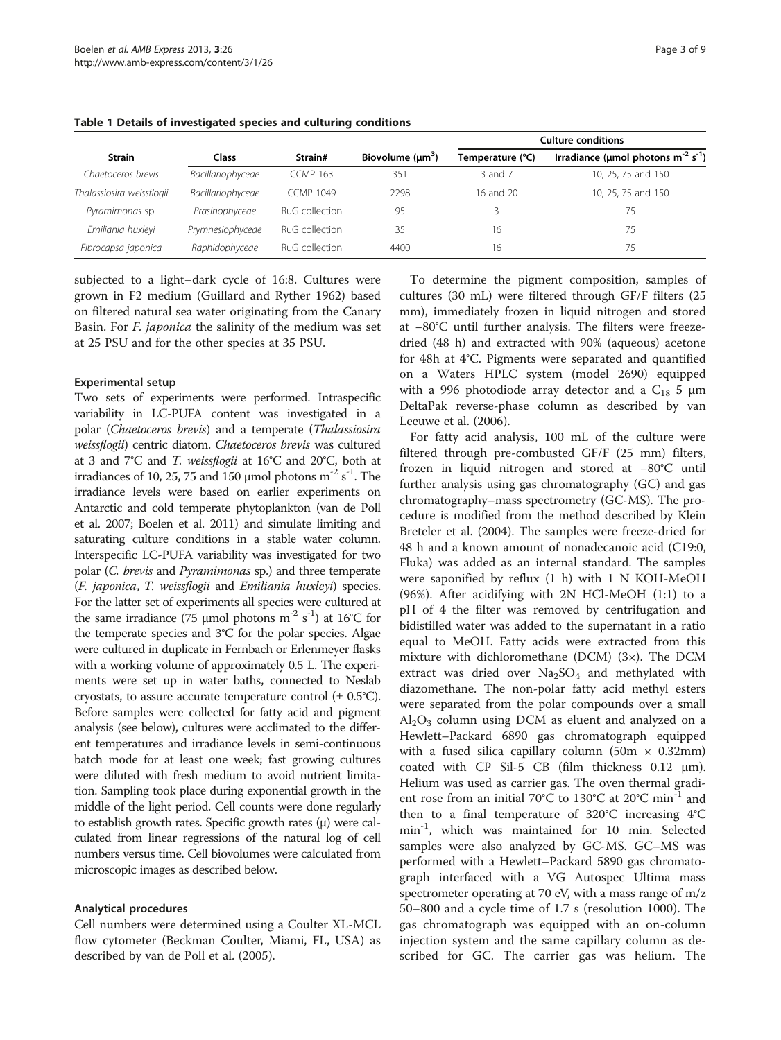**Table 1 Details of investigated species and culturing conditions**

| Strain | Class | Strain# | Biovolume ($\mu m^3$) | Culture conditions | |
|---|---|---|---|---|---|
| | | | | Temperature (°C) | Irradiance (μmol photons $m^{-2}$ $s^{-1}$) |
| *Chaetoceros brevis* | *Bacillariophyceae* | CCMP 163 | 351 | 3 and 7 | 10, 25, 75 and 150 |
| *Thalassiosira weissflogii* | *Bacillariophyceae* | CCMP 1049 | 2298 | 16 and 20 | 10, 25, 75 and 150 |
| *Pyramimonas* sp. | *Prasinophyceae* | RuG collection | 95 | 3 | 75 |
| *Emiliania huxleyi* | *Prymnesiophyceae* | RuG collection | 35 | 16 | 75 |
| *Fibrocapsa japonica* | *Raphidophyceae* | RuG collection | 4400 | 16 | 75 |

subjected to a light–dark cycle of 16:8. Cultures were grown in F2 medium (Guillard and Ryther 1962) based on filtered natural sea water originating from the Canary Basin. For *F. japonica* the salinity of the medium was set at 25 PSU and for the other species at 35 PSU.

### Experimental setup

Two sets of experiments were performed. Intraspecific variability in LC-PUFA content was investigated in a polar (*Chaetoceros brevis*) and a temperate (*Thalassiosira weissflogii*) centric diatom. *Chaetoceros brevis* was cultured at 3 and 7°C and *T. weissflogii* at 16°C and 20°C, both at irradiances of 10, 25, 75 and 150 μmol photons $m^{-2}$ $s^{-1}$. The irradiance levels were based on earlier experiments on Antarctic and cold temperate phytoplankton (van de Poll et al. 2007; Boelen et al. 2011) and simulate limiting and saturating culture conditions in a stable water column. Interspecific LC-PUFA variability was investigated for two polar (*C. brevis* and *Pyramimonas* sp.) and three temperate (*F. japonica*, *T. weissflogii* and *Emiliania huxleyi*) species. For the latter set of experiments all species were cultured at the same irradiance (75 μmol photons $m^{-2}$ $s^{-1}$) at 16°C for the temperate species and 3°C for the polar species. Algae were cultured in duplicate in Fernbach or Erlenmeyer flasks with a working volume of approximately 0.5 L. The experiments were set up in water baths, connected to Neslab cryostats, to assure accurate temperature control (± 0.5°C). Before samples were collected for fatty acid and pigment analysis (see below), cultures were acclimated to the different temperatures and irradiance levels in semi-continuous batch mode for at least one week; fast growing cultures were diluted with fresh medium to avoid nutrient limitation. Sampling took place during exponential growth in the middle of the light period. Cell counts were done regularly to establish growth rates. Specific growth rates (μ) were calculated from linear regressions of the natural log of cell numbers versus time. Cell biovolumes were calculated from microscopic images as described below.

### Analytical procedures

Cell numbers were determined using a Coulter XL-MCL flow cytometer (Beckman Coulter, Miami, FL, USA) as described by van de Poll et al. (2005).

To determine the pigment composition, samples of cultures (30 mL) were filtered through GF/F filters (25 mm), immediately frozen in liquid nitrogen and stored at −80°C until further analysis. The filters were freeze-dried (48 h) and extracted with 90% (aqueous) acetone for 48h at 4°C. Pigments were separated and quantified on a Waters HPLC system (model 2690) equipped with a 996 photodiode array detector and a $C_{18}$ 5 μm DeltaPak reverse-phase column as described by van Leeuwe et al. (2006).

For fatty acid analysis, 100 mL of the culture were filtered through pre-combusted GF/F (25 mm) filters, frozen in liquid nitrogen and stored at −80°C until further analysis using gas chromatography (GC) and gas chromatography–mass spectrometry (GC-MS). The procedure is modified from the method described by Klein Breteler et al. (2004). The samples were freeze-dried for 48 h and a known amount of nonadecanoic acid (C19:0, Fluka) was added as an internal standard. The samples were saponified by reflux (1 h) with 1 N KOH-MeOH (96%). After acidifying with 2N HCl-MeOH (1:1) to a pH of 4 the filter was removed by centrifugation and bidistilled water was added to the supernatant in a ratio equal to MeOH. Fatty acids were extracted from this mixture with dichloromethane (DCM) (3×). The DCM extract was dried over $Na_2SO_4$ and methylated with diazomethane. The non-polar fatty acid methyl esters were separated from the polar compounds over a small $Al_2O_3$ column using DCM as eluent and analyzed on a Hewlett–Packard 6890 gas chromatograph equipped with a fused silica capillary column (50m × 0.32mm) coated with CP Sil-5 CB (film thickness 0.12 μm). Helium was used as carrier gas. The oven thermal gradient rose from an initial 70°C to 130°C at 20°C $min^{-1}$ and then to a final temperature of 320°C increasing 4°C $min^{-1}$, which was maintained for 10 min. Selected samples were also analyzed by GC-MS. GC–MS was performed with a Hewlett–Packard 5890 gas chromatograph interfaced with a VG Autospec Ultima mass spectrometer operating at 70 eV, with a mass range of m/z 50–800 and a cycle time of 1.7 s (resolution 1000). The gas chromatograph was equipped with an on-column injection system and the same capillary column as described for GC. The carrier gas was helium. The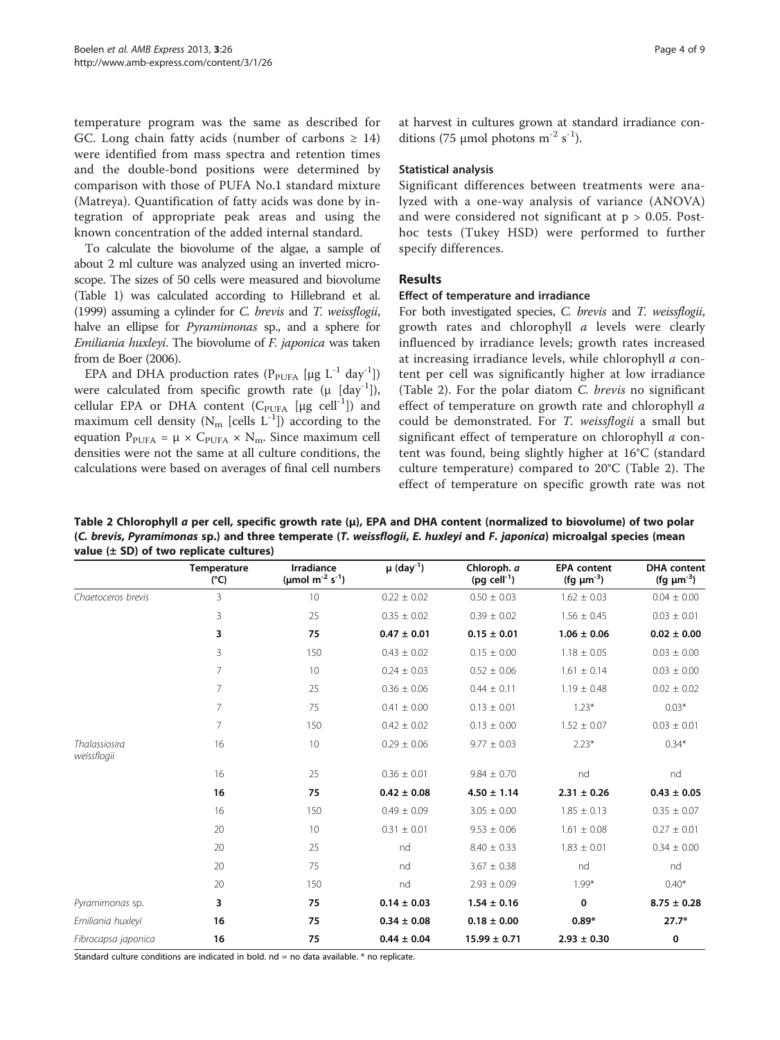temperature program was the same as described for GC. Long chain fatty acids (number of carbons ≥ 14) were identified from mass spectra and retention times and the double-bond positions were determined by comparison with those of PUFA No.1 standard mixture (Matreya). Quantification of fatty acids was done by integration of appropriate peak areas and using the known concentration of the added internal standard.

To calculate the biovolume of the algae, a sample of about 2 ml culture was analyzed using an inverted microscope. The sizes of 50 cells were measured and biovolume (Table 1) was calculated according to Hillebrand et al. (1999) assuming a cylinder for *C. brevis* and *T. weissflogii*, halve an ellipse for *Pyramimonas* sp., and a sphere for *Emiliania huxleyi*. The biovolume of *F. japonica* was taken from de Boer (2006).

EPA and DHA production rates ($P_{PUFA}$ [µg $L^{-1}$ $day^{-1}$]) were calculated from specific growth rate (µ [$day^{-1}$]), cellular EPA or DHA content ($C_{PUFA}$ [µg $cell^{-1}$]) and maximum cell density ($N_m$ [cells $L^{-1}$]) according to the equation $P_{PUFA} = \mu \times C_{PUFA} \times N_m$. Since maximum cell densities were not the same at all culture conditions, the calculations were based on averages of final cell numbers at harvest in cultures grown at standard irradiance conditions (75 µmol photons $m^{-2}$ $s^{-1}$).

### Statistical analysis

Significant differences between treatments were analyzed with a one-way analysis of variance (ANOVA) and were considered not significant at $p > 0.05$. Post-hoc tests (Tukey HSD) were performed to further specify differences.

## Results

### Effect of temperature and irradiance

For both investigated species, *C. brevis* and *T. weissflogii*, growth rates and chlorophyll *a* levels were clearly influenced by irradiance levels; growth rates increased at increasing irradiance levels, while chlorophyll *a* content per cell was significantly higher at low irradiance (Table 2). For the polar diatom *C. brevis* no significant effect of temperature on growth rate and chlorophyll *a* could be demonstrated. For *T. weissflogii* a small but significant effect of temperature on chlorophyll *a* content was found, being slightly higher at 16°C (standard culture temperature) compared to 20°C (Table 2). The effect of temperature on specific growth rate was not

**Table 2 Chlorophyll *a* per cell, specific growth rate (µ), EPA and DHA content (normalized to biovolume) of two polar (*C. brevis*, *Pyramimonas* sp.) and three temperate (*T. weissflogii*, *E. huxleyi* and *F. japonica*) microalgal species (mean value (± SD) of two replicate cultures)**

| | Temperature (°C) | Irradiance (µmol $m^{-2}$ $s^{-1}$) | µ ($day^{-1}$) | Chloroph. *a* (pg $cell^{-1}$) | EPA content (fg $µm^{-3}$) | DHA content (fg $µm^{-3}$) |
|---|---|---|---|---|---|---|
| *Chaetoceros brevis* | 3 | 10 | 0.22 ± 0.02 | 0.50 ± 0.03 | 1.62 ± 0.03 | 0.04 ± 0.00 |
| | 3 | 25 | 0.35 ± 0.02 | 0.39 ± 0.02 | 1.56 ± 0.45 | 0.03 ± 0.01 |
| | **3** | **75** | **0.47 ± 0.01** | **0.15 ± 0.01** | **1.06 ± 0.06** | **0.02 ± 0.00** |
| | 3 | 150 | 0.43 ± 0.02 | 0.15 ± 0.00 | 1.18 ± 0.05 | 0.03 ± 0.00 |
| | 7 | 10 | 0.24 ± 0.03 | 0.52 ± 0.06 | 1.61 ± 0.14 | 0.03 ± 0.00 |
| | 7 | 25 | 0.36 ± 0.06 | 0.44 ± 0.11 | 1.19 ± 0.48 | 0.02 ± 0.02 |
| | 7 | 75 | 0.41 ± 0.00 | 0.13 ± 0.01 | 1.23* | 0.03* |
| | 7 | 150 | 0.42 ± 0.02 | 0.13 ± 0.00 | 1.52 ± 0.07 | 0.03 ± 0.01 |
| *Thalassiosira weissflogii* | 16 | 10 | 0.29 ± 0.06 | 9.77 ± 0.03 | 2.23* | 0.34* |
| | 16 | 25 | 0.36 ± 0.01 | 9.84 ± 0.70 | nd | nd |
| | **16** | **75** | **0.42 ± 0.08** | **4.50 ± 1.14** | **2.31 ± 0.26** | **0.43 ± 0.05** |
| | 16 | 150 | 0.49 ± 0.09 | 3.05 ± 0.00 | 1.85 ± 0.13 | 0.35 ± 0.07 |
| | 20 | 10 | 0.31 ± 0.01 | 9.53 ± 0.06 | 1.61 ± 0.08 | 0.27 ± 0.01 |
| | 20 | 25 | nd | 8.40 ± 0.33 | 1.83 ± 0.01 | 0.34 ± 0.00 |
| | 20 | 75 | nd | 3.67 ± 0.38 | nd | nd |
| | 20 | 150 | nd | 2.93 ± 0.09 | 1.99* | 0.40* |
| *Pyramimonas* sp. | **3** | **75** | **0.14 ± 0.03** | **1.54 ± 0.16** | **0** | **8.75 ± 0.28** |
| *Emiliania huxleyi* | **16** | **75** | **0.34 ± 0.08** | **0.18 ± 0.00** | **0.89*** | **27.7*** |
| *Fibrocapsa japonica* | **16** | **75** | **0.44 ± 0.04** | **15.99 ± 0.71** | **2.93 ± 0.30** | **0** |

Standard culture conditions are indicated in bold. nd = no data available. * no replicate.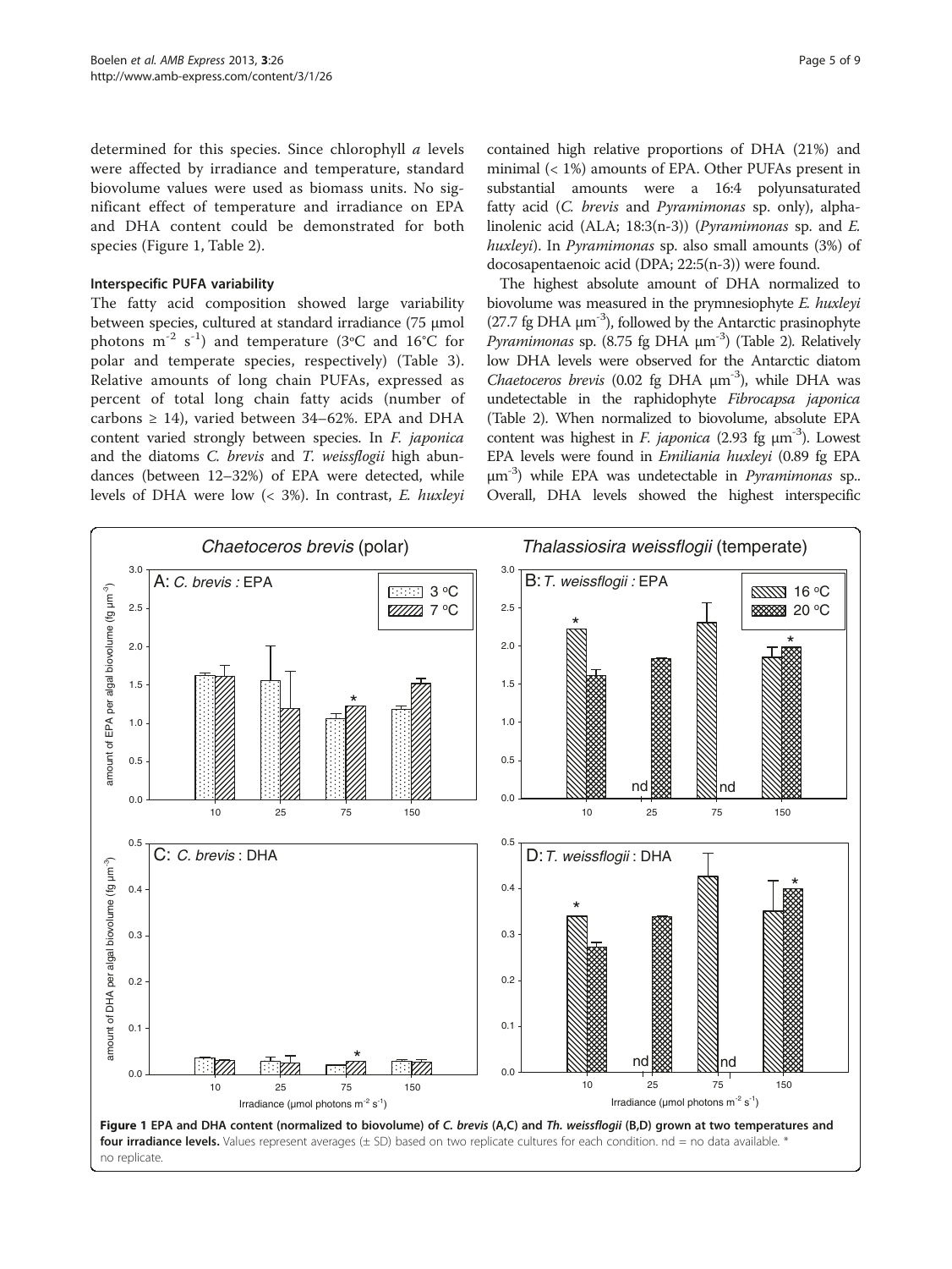determined for this species. Since chlorophyll *a* levels were affected by irradiance and temperature, standard biovolume values were used as biomass units. No significant effect of temperature and irradiance on EPA and DHA content could be demonstrated for both species (Figure 1, Table 2).

### Interspecific PUFA variability

The fatty acid composition showed large variability between species, cultured at standard irradiance (75 μmol photons $m^{-2}$ $s^{-1}$) and temperature (3°C and 16°C for polar and temperate species, respectively) (Table 3). Relative amounts of long chain PUFAs, expressed as percent of total long chain fatty acids (number of carbons ≥ 14), varied between 34–62%. EPA and DHA content varied strongly between species. In *F. japonica* and the diatoms *C. brevis* and *T. weissflogii* high abundances (between 12–32%) of EPA were detected, while levels of DHA were low (< 3%). In contrast, *E. huxleyi* contained high relative proportions of DHA (21%) and minimal (< 1%) amounts of EPA. Other PUFAs present in substantial amounts were a 16:4 polyunsaturated fatty acid (*C. brevis* and *Pyramimonas* sp. only), alpha-linolenic acid (ALA; 18:3(n-3)) (*Pyramimonas* sp. and *E. huxleyi*). In *Pyramimonas* sp. also small amounts (3%) of docosapentaenoic acid (DPA; 22:5(n-3)) were found.

The highest absolute amount of DHA normalized to biovolume was measured in the prymnesiophyte *E. huxleyi* (27.7 fg DHA $\mu m^{-3}$), followed by the Antarctic prasinophyte *Pyramimonas* sp. (8.75 fg DHA $\mu m^{-3}$) (Table 2). Relatively low DHA levels were observed for the Antarctic diatom *Chaetoceros brevis* (0.02 fg DHA $\mu m^{-3}$), while DHA was undetectable in the raphidophyte *Fibrocapsa japonica* (Table 2). When normalized to biovolume, absolute EPA content was highest in *F. japonica* (2.93 fg $\mu m^{-3}$). Lowest EPA levels were found in *Emiliania huxleyi* (0.89 fg EPA $\mu m^{-3}$) while EPA was undetectable in *Pyramimonas* sp.. Overall, DHA levels showed the highest interspecific

**Figure 1 EPA and DHA content (normalized to biovolume) of *C. brevis* (A,C) and *Th. weissflogii* (B,D) grown at two temperatures and four irradiance levels.** Values represent averages (± SD) based on two replicate cultures for each condition. nd = no data available. * no replicate.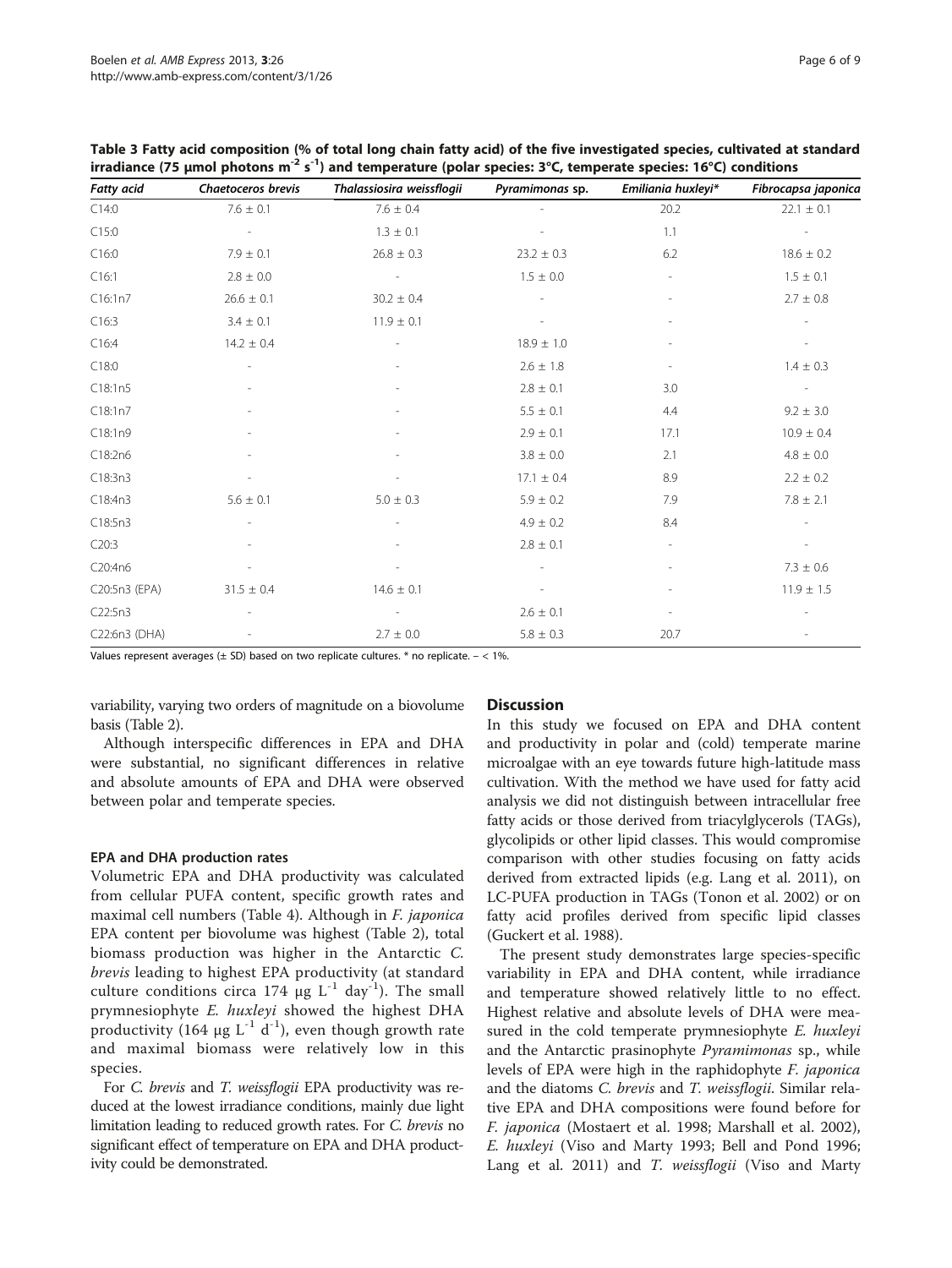**Table 3 Fatty acid composition (% of total long chain fatty acid) of the five investigated species, cultivated at standard irradiance (75 µmol photons $m^{-2}$ $s^{-1}$) and temperature (polar species: 3°C, temperate species: 16°C) conditions**

| Fatty acid | *Chaetoceros brevis* | *Thalassiosira weissflogii* | *Pyramimonas* sp. | *Emiliania huxleyi\** | *Fibrocapsa japonica* |
|---|---|---|---|---|---|
| C14:0 | 7.6 ± 0.1 | 7.6 ± 0.4 | - | 20.2 | 22.1 ± 0.1 |
| C15:0 | - | 1.3 ± 0.1 | - | 1.1 | - |
| C16:0 | 7.9 ± 0.1 | 26.8 ± 0.3 | 23.2 ± 0.3 | 6.2 | 18.6 ± 0.2 |
| C16:1 | 2.8 ± 0.0 | - | 1.5 ± 0.0 | - | 1.5 ± 0.1 |
| C16:1n7 | 26.6 ± 0.1 | 30.2 ± 0.4 | - | - | 2.7 ± 0.8 |
| C16:3 | 3.4 ± 0.1 | 11.9 ± 0.1 | - | - | - |
| C16:4 | 14.2 ± 0.4 | - | 18.9 ± 1.0 | - | - |
| C18:0 | - | - | 2.6 ± 1.8 | - | 1.4 ± 0.3 |
| C18:1n5 | - | - | 2.8 ± 0.1 | 3.0 | - |
| C18:1n7 | - | - | 5.5 ± 0.1 | 4.4 | 9.2 ± 3.0 |
| C18:1n9 | - | - | 2.9 ± 0.1 | 17.1 | 10.9 ± 0.4 |
| C18:2n6 | - | - | 3.8 ± 0.0 | 2.1 | 4.8 ± 0.0 |
| C18:3n3 | - | - | 17.1 ± 0.4 | 8.9 | 2.2 ± 0.2 |
| C18:4n3 | 5.6 ± 0.1 | 5.0 ± 0.3 | 5.9 ± 0.2 | 7.9 | 7.8 ± 2.1 |
| C18:5n3 | - | - | 4.9 ± 0.2 | 8.4 | - |
| C20:3 | - | - | 2.8 ± 0.1 | - | - |
| C20:4n6 | - | - | - | - | 7.3 ± 0.6 |
| C20:5n3 (EPA) | 31.5 ± 0.4 | 14.6 ± 0.1 | - | - | 11.9 ± 1.5 |
| C22:5n3 | - | - | 2.6 ± 0.1 | - | - |
| C22:6n3 (DHA) | - | 2.7 ± 0.0 | 5.8 ± 0.3 | 20.7 | - |

Values represent averages (± SD) based on two replicate cultures. * no replicate. – < 1%.

variability, varying two orders of magnitude on a biovolume basis (Table 2).

Although interspecific differences in EPA and DHA were substantial, no significant differences in relative and absolute amounts of EPA and DHA were observed between polar and temperate species.

### EPA and DHA production rates

Volumetric EPA and DHA productivity was calculated from cellular PUFA content, specific growth rates and maximal cell numbers (Table 4). Although in *F. japonica* EPA content per biovolume was highest (Table 2), total biomass production was higher in the Antarctic *C. brevis* leading to highest EPA productivity (at standard culture conditions circa 174 µg $L^{-1}$ $day^{-1}$). The small prymnesiophyte *E. huxleyi* showed the highest DHA productivity (164 µg $L^{-1}$ $d^{-1}$), even though growth rate and maximal biomass were relatively low in this species.

For *C. brevis* and *T. weissflogii* EPA productivity was reduced at the lowest irradiance conditions, mainly due light limitation leading to reduced growth rates. For *C. brevis* no significant effect of temperature on EPA and DHA productivity could be demonstrated.

## Discussion

In this study we focused on EPA and DHA content and productivity in polar and (cold) temperate marine microalgae with an eye towards future high-latitude mass cultivation. With the method we have used for fatty acid analysis we did not distinguish between intracellular free fatty acids or those derived from triacylglycerols (TAGs), glycolipids or other lipid classes. This would compromise comparison with other studies focusing on fatty acids derived from extracted lipids (e.g. Lang et al. 2011), on LC-PUFA production in TAGs (Tonon et al. 2002) or on fatty acid profiles derived from specific lipid classes (Guckert et al. 1988).

The present study demonstrates large species-specific variability in EPA and DHA content, while irradiance and temperature showed relatively little to no effect. Highest relative and absolute levels of DHA were measured in the cold temperate prymnesiophyte *E. huxleyi* and the Antarctic prasinophyte *Pyramimonas* sp., while levels of EPA were high in the raphidophyte *F. japonica* and the diatoms *C. brevis* and *T. weissflogii*. Similar relative EPA and DHA compositions were found before for *F. japonica* (Mostaert et al. 1998; Marshall et al. 2002), *E. huxleyi* (Viso and Marty 1993; Bell and Pond 1996; Lang et al. 2011) and *T. weissflogii* (Viso and Marty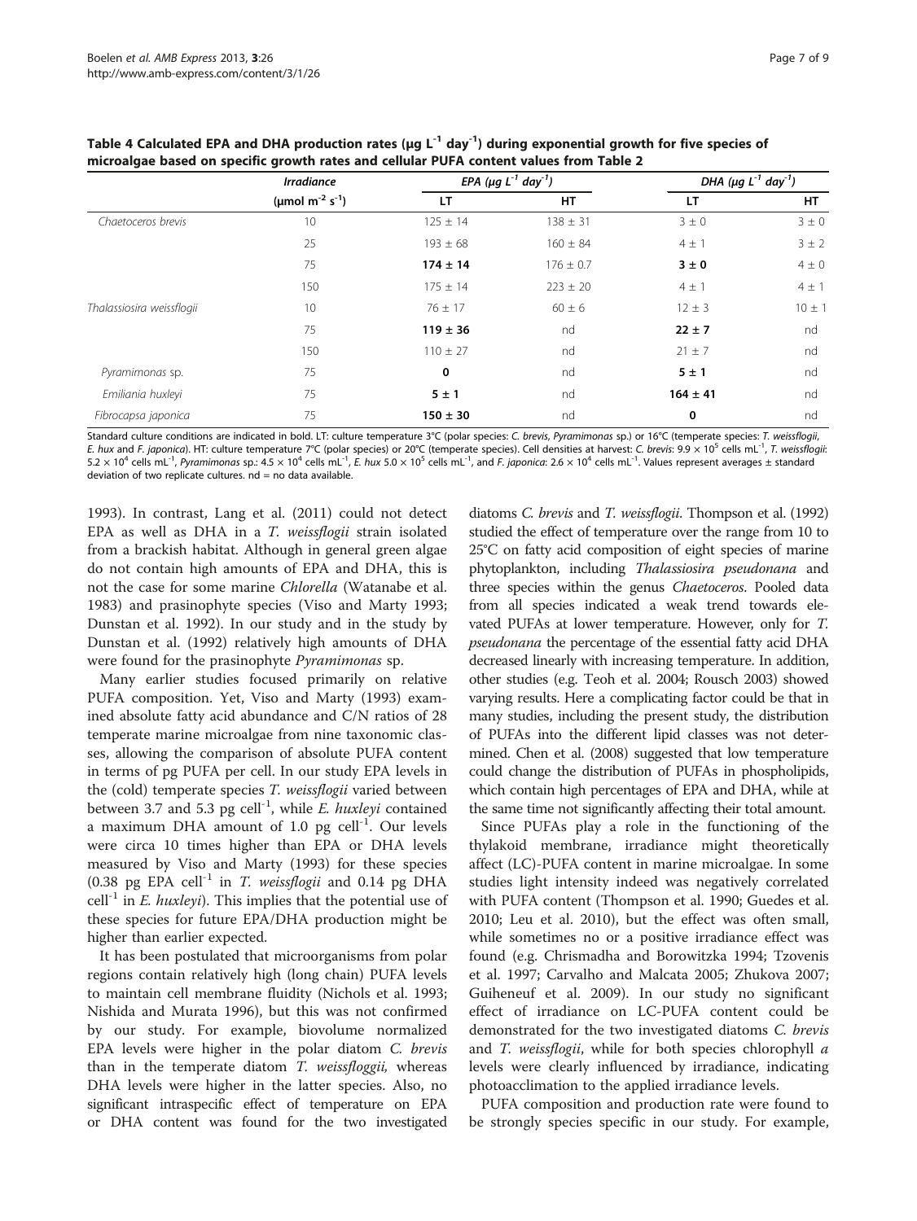**Table 4 Calculated EPA and DHA production rates (μg $L^{-1}$ $day^{-1}$) during exponential growth for five species of microalgae based on specific growth rates and cellular PUFA content values from Table 2**

| | Irradiance | EPA (μg $L^{-1}$ $day^{-1}$) | | DHA (μg $L^{-1}$ $day^{-1}$) | |
|---|---|---|---|---|---|
| | (μmol $m^{-2}$ $s^{-1}$) | LT | HT | LT | HT |
| *Chaetoceros brevis* | 10 | 125 ± 14 | 138 ± 31 | 3 ± 0 | 3 ± 0 |
| | 25 | 193 ± 68 | 160 ± 84 | 4 ± 1 | 3 ± 2 |
| | 75 | **174 ± 14** | 176 ± 0.7 | **3 ± 0** | 4 ± 0 |
| | 150 | 175 ± 14 | 223 ± 20 | 4 ± 1 | 4 ± 1 |
| *Thalassiosira weissflogii* | 10 | 76 ± 17 | 60 ± 6 | 12 ± 3 | 10 ± 1 |
| | 75 | **119 ± 36** | nd | **22 ± 7** | nd |
| | 150 | 110 ± 27 | nd | 21 ± 7 | nd |
| *Pyramimonas* sp. | 75 | **0** | nd | **5 ± 1** | nd |
| *Emiliania huxleyi* | 75 | **5 ± 1** | nd | **164 ± 41** | nd |
| *Fibrocapsa japonica* | 75 | **150 ± 30** | nd | **0** | nd |

Standard culture conditions are indicated in bold. LT: culture temperature 3°C (polar species: *C. brevis*, *Pyramimonas* sp.) or 16°C (temperate species: *T. weissflogii*, *E. hux* and *F. japonica*). HT: culture temperature 7°C (polar species) or 20°C (temperate species). Cell densities at harvest: *C. brevis*: 9.9 × $10^5$ cells $mL^{-1}$, *T. weissflogii*: 5.2 × $10^4$ cells $mL^{-1}$, *Pyramimonas* sp.: 4.5 × $10^4$ cells $mL^{-1}$, *E. hux* 5.0 × $10^5$ cells $mL^{-1}$, and *F. japonica*: 2.6 × $10^4$ cells $mL^{-1}$. Values represent averages ± standard deviation of two replicate cultures. nd = no data available.

1993). In contrast, Lang et al. (2011) could not detect EPA as well as DHA in a *T. weissflogii* strain isolated from a brackish habitat. Although in general green algae do not contain high amounts of EPA and DHA, this is not the case for some marine *Chlorella* (Watanabe et al. 1983) and prasinophyte species (Viso and Marty 1993; Dunstan et al. 1992). In our study and in the study by Dunstan et al. (1992) relatively high amounts of DHA were found for the prasinophyte *Pyramimonas* sp.

Many earlier studies focused primarily on relative PUFA composition. Yet, Viso and Marty (1993) examined absolute fatty acid abundance and C/N ratios of 28 temperate marine microalgae from nine taxonomic classes, allowing the comparison of absolute PUFA content in terms of pg PUFA per cell. In our study EPA levels in the (cold) temperate species *T. weissflogii* varied between between 3.7 and 5.3 pg $cell^{-1}$, while *E. huxleyi* contained a maximum DHA amount of 1.0 pg $cell^{-1}$. Our levels were circa 10 times higher than EPA or DHA levels measured by Viso and Marty (1993) for these species (0.38 pg EPA $cell^{-1}$ in *T. weissflogii* and 0.14 pg DHA $cell^{-1}$ in *E. huxleyi*). This implies that the potential use of these species for future EPA/DHA production might be higher than earlier expected.

It has been postulated that microorganisms from polar regions contain relatively high (long chain) PUFA levels to maintain cell membrane fluidity (Nichols et al. 1993; Nishida and Murata 1996), but this was not confirmed by our study. For example, biovolume normalized EPA levels were higher in the polar diatom *C. brevis* than in the temperate diatom *T. weissfloggii,* whereas DHA levels were higher in the latter species. Also, no significant intraspecific effect of temperature on EPA or DHA content was found for the two investigated diatoms *C. brevis* and *T. weissflogii*. Thompson et al. (1992) studied the effect of temperature over the range from 10 to 25°C on fatty acid composition of eight species of marine phytoplankton, including *Thalassiosira pseudonana* and three species within the genus *Chaetoceros*. Pooled data from all species indicated a weak trend towards elevated PUFAs at lower temperature. However, only for *T. pseudonana* the percentage of the essential fatty acid DHA decreased linearly with increasing temperature. In addition, other studies (e.g. Teoh et al. 2004; Rousch 2003) showed varying results. Here a complicating factor could be that in many studies, including the present study, the distribution of PUFAs into the different lipid classes was not determined. Chen et al. (2008) suggested that low temperature could change the distribution of PUFAs in phospholipids, which contain high percentages of EPA and DHA, while at the same time not significantly affecting their total amount.

Since PUFAs play a role in the functioning of the thylakoid membrane, irradiance might theoretically affect (LC)-PUFA content in marine microalgae. In some studies light intensity indeed was negatively correlated with PUFA content (Thompson et al. 1990; Guedes et al. 2010; Leu et al. 2010), but the effect was often small, while sometimes no or a positive irradiance effect was found (e.g. Chrismadha and Borowitzka 1994; Tzovenis et al. 1997; Carvalho and Malcata 2005; Zhukova 2007; Guiheneuf et al. 2009). In our study no significant effect of irradiance on LC-PUFA content could be demonstrated for the two investigated diatoms *C. brevis* and *T. weissflogii*, while for both species chlorophyll *a* levels were clearly influenced by irradiance, indicating photoacclimation to the applied irradiance levels.

PUFA composition and production rate were found to be strongly species specific in our study. For example,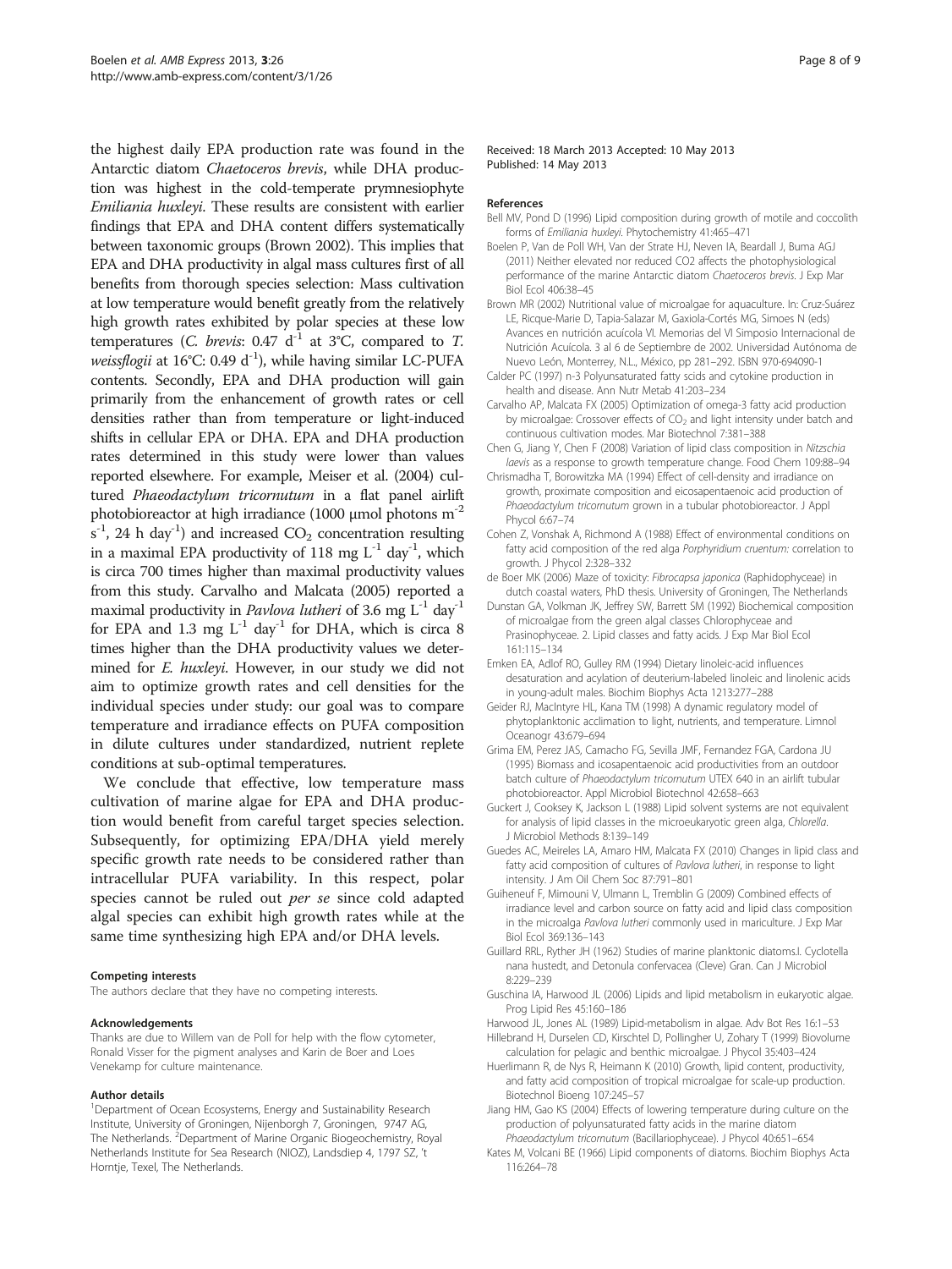the highest daily EPA production rate was found in the Antarctic diatom *Chaetoceros brevis*, while DHA production was highest in the cold-temperate prymnesiophyte *Emiliania huxleyi*. These results are consistent with earlier findings that EPA and DHA content differs systematically between taxonomic groups (Brown 2002). This implies that EPA and DHA productivity in algal mass cultures first of all benefits from thorough species selection: Mass cultivation at low temperature would benefit greatly from the relatively high growth rates exhibited by polar species at these low temperatures (*C. brevis*: 0.47 $d^{-1}$ at 3°C, compared to *T. weissflogii* at 16°C: 0.49 $d^{-1}$), while having similar LC-PUFA contents. Secondly, EPA and DHA production will gain primarily from the enhancement of growth rates or cell densities rather than from temperature or light-induced shifts in cellular EPA or DHA. EPA and DHA production rates determined in this study were lower than values reported elsewhere. For example, Meiser et al. (2004) cultured *Phaeodactylum tricornutum* in a flat panel airlift photobioreactor at high irradiance (1000 μmol photons $m^{-2}$ $s^{-1}$, 24 h $day^{-1}$) and increased $CO_2$ concentration resulting in a maximal EPA productivity of 118 mg $L^{-1}$ $day^{-1}$, which is circa 700 times higher than maximal productivity values from this study. Carvalho and Malcata (2005) reported a maximal productivity in *Pavlova lutheri* of 3.6 mg $L^{-1}$ $day^{-1}$ for EPA and 1.3 mg $L^{-1}$ $day^{-1}$ for DHA, which is circa 8 times higher than the DHA productivity values we determined for *E. huxleyi*. However, in our study we did not aim to optimize growth rates and cell densities for the individual species under study: our goal was to compare temperature and irradiance effects on PUFA composition in dilute cultures under standardized, nutrient replete conditions at sub-optimal temperatures.

We conclude that effective, low temperature mass cultivation of marine algae for EPA and DHA production would benefit from careful target species selection. Subsequently, for optimizing EPA/DHA yield merely specific growth rate needs to be considered rather than intracellular PUFA variability. In this respect, polar species cannot be ruled out *per se* since cold adapted algal species can exhibit high growth rates while at the same time synthesizing high EPA and/or DHA levels.

#### Competing interests

The authors declare that they have no competing interests.

#### Acknowledgements

Thanks are due to Willem van de Poll for help with the flow cytometer, Ronald Visser for the pigment analyses and Karin de Boer and Loes Venekamp for culture maintenance.

#### Author details

[1]Department of Ocean Ecosystems, Energy and Sustainability Research Institute, University of Groningen, Nijenborgh 7, Groningen, 9747 AG, The Netherlands. [2]Department of Marine Organic Biogeochemistry, Royal Netherlands Institute for Sea Research (NIOZ), Landsdiep 4, 1797 SZ, 't Horntje, Texel, The Netherlands.

Received: 18 March 2013 Accepted: 10 May 2013
Published: 14 May 2013

#### References

Bell MV, Pond D (1996) Lipid composition during growth of motile and coccolith forms of *Emiliania huxleyi*. Phytochemistry 41:465–471

Boelen P, Van de Poll WH, Van der Strate HJ, Neven IA, Beardall J, Buma AGJ (2011) Neither elevated nor reduced CO2 affects the photophysiological performance of the marine Antarctic diatom *Chaetoceros brevis*. J Exp Mar Biol Ecol 406:38–45

Brown MR (2002) Nutritional value of microalgae for aquaculture. In: Cruz-Suárez LE, Ricque-Marie D, Tapia-Salazar M, Gaxiola-Cortés MG, Simoes N (eds) Avances en nutrición acuícola VI. Memorias del VI Simposio Internacional de Nutrición Acuícola. 3 al 6 de Septiembre de 2002. Universidad Autónoma de Nuevo León, Monterrey, N.L., México, pp 281–292. ISBN 970-694090-1

Calder PC (1997) n-3 Polyunsaturated fatty scids and cytokine production in health and disease. Ann Nutr Metab 41:203–234

Carvalho AP, Malcata FX (2005) Optimization of omega-3 fatty acid production by microalgae: Crossover effects of $CO_2$ and light intensity under batch and continuous cultivation modes. Mar Biotechnol 7:381–388

Chen G, Jiang Y, Chen F (2008) Variation of lipid class composition in *Nitzschia laevis* as a response to growth temperature change. Food Chem 109:88–94

Chrismadha T, Borowitzka MA (1994) Effect of cell-density and irradiance on growth, proximate composition and eicosapentaenoic acid production of *Phaeodactylum tricornutum* grown in a tubular photobioreactor. J Appl Phycol 6:67–74

Cohen Z, Vonshak A, Richmond A (1988) Effect of environmental conditions on fatty acid composition of the red alga *Porphyridium cruentum*: correlation to growth. J Phycol 2:328–332

de Boer MK (2006) Maze of toxicity: *Fibrocapsa japonica* (Raphidophyceae) in dutch coastal waters, PhD thesis. University of Groningen, The Netherlands

Dunstan GA, Volkman JK, Jeffrey SW, Barrett SM (1992) Biochemical composition of microalgae from the green algal classes Chlorophyceae and Prasinophyceae. 2. Lipid classes and fatty acids. J Exp Mar Biol Ecol 161:115–134

Emken EA, Adlof RO, Gulley RM (1994) Dietary linoleic-acid influences desaturation and acylation of deuterium-labeled linoleic and linolenic acids in young-adult males. Biochim Biophys Acta 1213:277–288

Geider RJ, MacIntyre HL, Kana TM (1998) A dynamic regulatory model of phytoplanktonic acclimation to light, nutrients, and temperature. Limnol Oceanogr 43:679–694

Grima EM, Perez JAS, Camacho FG, Sevilla JMF, Fernandez FGA, Cardona JU (1995) Biomass and icosapentaenoic acid productivities from an outdoor batch culture of *Phaeodactylum tricornutum* UTEX 640 in an airlift tubular photobioreactor. Appl Microbiol Biotechnol 42:658–663

Guckert J, Cooksey K, Jackson L (1988) Lipid solvent systems are not equivalent for analysis of lipid classes in the microeukaryotic green alga, *Chlorella*. J Microbiol Methods 8:139–149

Guedes AC, Meireles LA, Amaro HM, Malcata FX (2010) Changes in lipid class and fatty acid composition of cultures of *Pavlova lutheri*, in response to light intensity. J Am Oil Chem Soc 87:791–801

Guiheneuf F, Mimouni V, Ulmann L, Tremblin G (2009) Combined effects of irradiance level and carbon source on fatty acid and lipid class composition in the microalga *Pavlova lutheri* commonly used in mariculture. J Exp Mar Biol Ecol 369:136–143

Guillard RRL, Ryther JH (1962) Studies of marine planktonic diatoms.I. Cyclotella nana hustedt, and Detonula confervacea (Cleve) Gran. Can J Microbiol 8:229–239

Guschina IA, Harwood JL (2006) Lipids and lipid metabolism in eukaryotic algae. Prog Lipid Res 45:160–186

Harwood JL, Jones AL (1989) Lipid-metabolism in algae. Adv Bot Res 16:1–53

Hillebrand H, Durselen CD, Kirschtel D, Pollingher U, Zohary T (1999) Biovolume calculation for pelagic and benthic microalgae. J Phycol 35:403–424

Huerlimann R, de Nys R, Heimann K (2010) Growth, lipid content, productivity, and fatty acid composition of tropical microalgae for scale-up production. Biotechnol Bioeng 107:245–57

Jiang HM, Gao KS (2004) Effects of lowering temperature during culture on the production of polyunsaturated fatty acids in the marine diatom *Phaeodactylum tricornutum* (Bacillariophyceae). J Phycol 40:651–654

Kates M, Volcani BE (1966) Lipid components of diatoms. Biochim Biophys Acta 116:264–78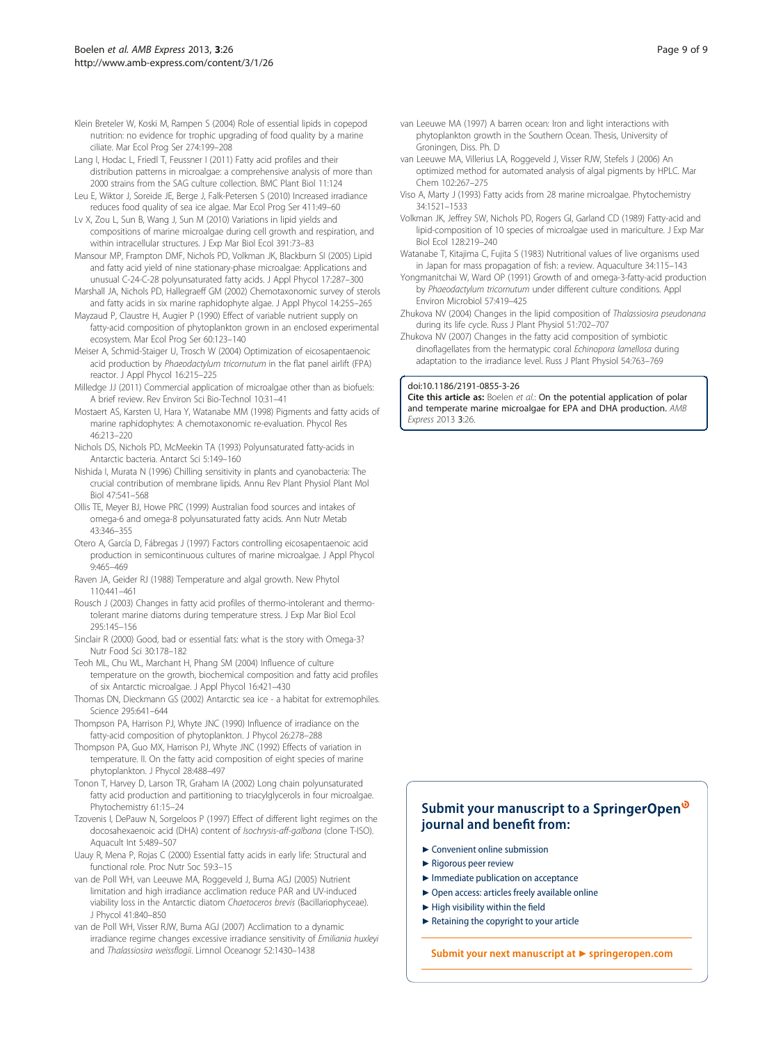Klein Breteler W, Koski M, Rampen S (2004) Role of essential lipids in copepod nutrition: no evidence for trophic upgrading of food quality by a marine ciliate. Mar Ecol Prog Ser 274:199–208

Lang I, Hodac L, Friedl T, Feussner I (2011) Fatty acid profiles and their distribution patterns in microalgae: a comprehensive analysis of more than 2000 strains from the SAG culture collection. BMC Plant Biol 11:124

Leu E, Wiktor J, Soreide JE, Berge J, Falk-Petersen S (2010) Increased irradiance reduces food quality of sea ice algae. Mar Ecol Prog Ser 411:49–60

Lv X, Zou L, Sun B, Wang J, Sun M (2010) Variations in lipid yields and compositions of marine microalgae during cell growth and respiration, and within intracellular structures. J Exp Mar Biol Ecol 391:73–83

Mansour MP, Frampton DMF, Nichols PD, Volkman JK, Blackburn SI (2005) Lipid and fatty acid yield of nine stationary-phase microalgae: Applications and unusual C-24-C-28 polyunsaturated fatty acids. J Appl Phycol 17:287–300

Marshall JA, Nichols PD, Hallegraeff GM (2002) Chemotaxonomic survey of sterols and fatty acids in six marine raphidophyte algae. J Appl Phycol 14:255–265

Mayzaud P, Claustre H, Augier P (1990) Effect of variable nutrient supply on fatty-acid composition of phytoplankton grown in an enclosed experimental ecosystem. Mar Ecol Prog Ser 60:123–140

Meiser A, Schmid-Staiger U, Trosch W (2004) Optimization of eicosapentaenoic acid production by *Phaeodactylum tricornutum* in the flat panel airlift (FPA) reactor. J Appl Phycol 16:215–225

Milledge JJ (2011) Commercial application of microalgae other than as biofuels: A brief review. Rev Environ Sci Bio-Technol 10:31–41

Mostaert AS, Karsten U, Hara Y, Watanabe MM (1998) Pigments and fatty acids of marine raphidophytes: A chemotaxonomic re-evaluation. Phycol Res 46:213–220

Nichols DS, Nichols PD, McMeekin TA (1993) Polyunsaturated fatty-acids in Antarctic bacteria. Antarct Sci 5:149–160

Nishida I, Murata N (1996) Chilling sensitivity in plants and cyanobacteria: The crucial contribution of membrane lipids. Annu Rev Plant Physiol Plant Mol Biol 47:541–568

Ollis TE, Meyer BJ, Howe PRC (1999) Australian food sources and intakes of omega-6 and omega-8 polyunsaturated fatty acids. Ann Nutr Metab 43:346–355

Otero A, García D, Fábregas J (1997) Factors controlling eicosapentaenoic acid production in semicontinuous cultures of marine microalgae. J Appl Phycol 9:465–469

Raven JA, Geider RJ (1988) Temperature and algal growth. New Phytol 110:441–461

Rousch J (2003) Changes in fatty acid profiles of thermo-intolerant and thermo-tolerant marine diatoms during temperature stress. J Exp Mar Biol Ecol 295:145–156

Sinclair R (2000) Good, bad or essential fats: what is the story with Omega-3? Nutr Food Sci 30:178–182

Teoh ML, Chu WL, Marchant H, Phang SM (2004) Influence of culture temperature on the growth, biochemical composition and fatty acid profiles of six Antarctic microalgae. J Appl Phycol 16:421–430

Thomas DN, Dieckmann GS (2002) Antarctic sea ice - a habitat for extremophiles. Science 295:641–644

Thompson PA, Harrison PJ, Whyte JNC (1990) Influence of irradiance on the fatty-acid composition of phytoplankton. J Phycol 26:278–288

Thompson PA, Guo MX, Harrison PJ, Whyte JNC (1992) Effects of variation in temperature. II. On the fatty acid composition of eight species of marine phytoplankton. J Phycol 28:488–497

Tonon T, Harvey D, Larson TR, Graham IA (2002) Long chain polyunsaturated fatty acid production and partitioning to triacylglycerols in four microalgae. Phytochemistry 61:15–24

Tzovenis I, DePauw N, Sorgeloos P (1997) Effect of different light regimes on the docosahexaenoic acid (DHA) content of *Isochrysis-aff-galbana* (clone T-ISO). Aquacult Int 5:489–507

Uauy R, Mena P, Rojas C (2000) Essential fatty acids in early life: Structural and functional role. Proc Nutr Soc 59:3–15

van de Poll WH, van Leeuwe MA, Roggeveld J, Buma AGJ (2005) Nutrient limitation and high irradiance acclimation reduce PAR and UV-induced viability loss in the Antarctic diatom *Chaetoceros brevis* (Bacillariophyceae). J Phycol 41:840–850

van de Poll WH, Visser RJW, Buma AGJ (2007) Acclimation to a dynamic irradiance regime changes excessive irradiance sensitivity of *Emiliania huxleyi* and *Thalassiosira weissflogii*. Limnol Oceanogr 52:1430–1438

van Leeuwe MA (1997) A barren ocean: Iron and light interactions with phytoplankton growth in the Southern Ocean. Thesis, University of Groningen, Diss. Ph. D

van Leeuwe MA, Villerius LA, Roggeveld J, Visser RJW, Stefels J (2006) An optimized method for automated analysis of algal pigments by HPLC. Mar Chem 102:267–275

Viso A, Marty J (1993) Fatty acids from 28 marine microalgae. Phytochemistry 34:1521–1533

Volkman JK, Jeffrey SW, Nichols PD, Rogers GI, Garland CD (1989) Fatty-acid and lipid-composition of 10 species of microalgae used in mariculture. J Exp Mar Biol Ecol 128:219–240

Watanabe T, Kitajima C, Fujita S (1983) Nutritional values of live organisms used in Japan for mass propagation of fish: a review. Aquaculture 34:115–143

Yongmanitchai W, Ward OP (1991) Growth of and omega-3-fatty-acid production by *Phaeodactylum tricornutum* under different culture conditions. Appl Environ Microbiol 57:419–425

Zhukova NV (2004) Changes in the lipid composition of *Thalassiosira pseudonana* during its life cycle. Russ J Plant Physiol 51:702–707

Zhukova NV (2007) Changes in the fatty acid composition of symbiotic dinoflagellates from the hermatypic coral *Echinopora lamellosa* during adaptation to the irradiance level. Russ J Plant Physiol 54:763–769

doi:10.1186/2191-0855-3-26

**Cite this article as:** Boelen *et al.*: On the potential application of polar and temperate marine microalgae for EPA and DHA production. *AMB Express* 2013 **3**:26.

**Submit your manuscript to a SpringerOpen journal and benefit from:**

- ► Convenient online submission
- ► Rigorous peer review
- ► Immediate publication on acceptance
- ► Open access: articles freely available online
- ► High visibility within the field
- ► Retaining the copyright to your article

**Submit your next manuscript at ► springeropen.com**